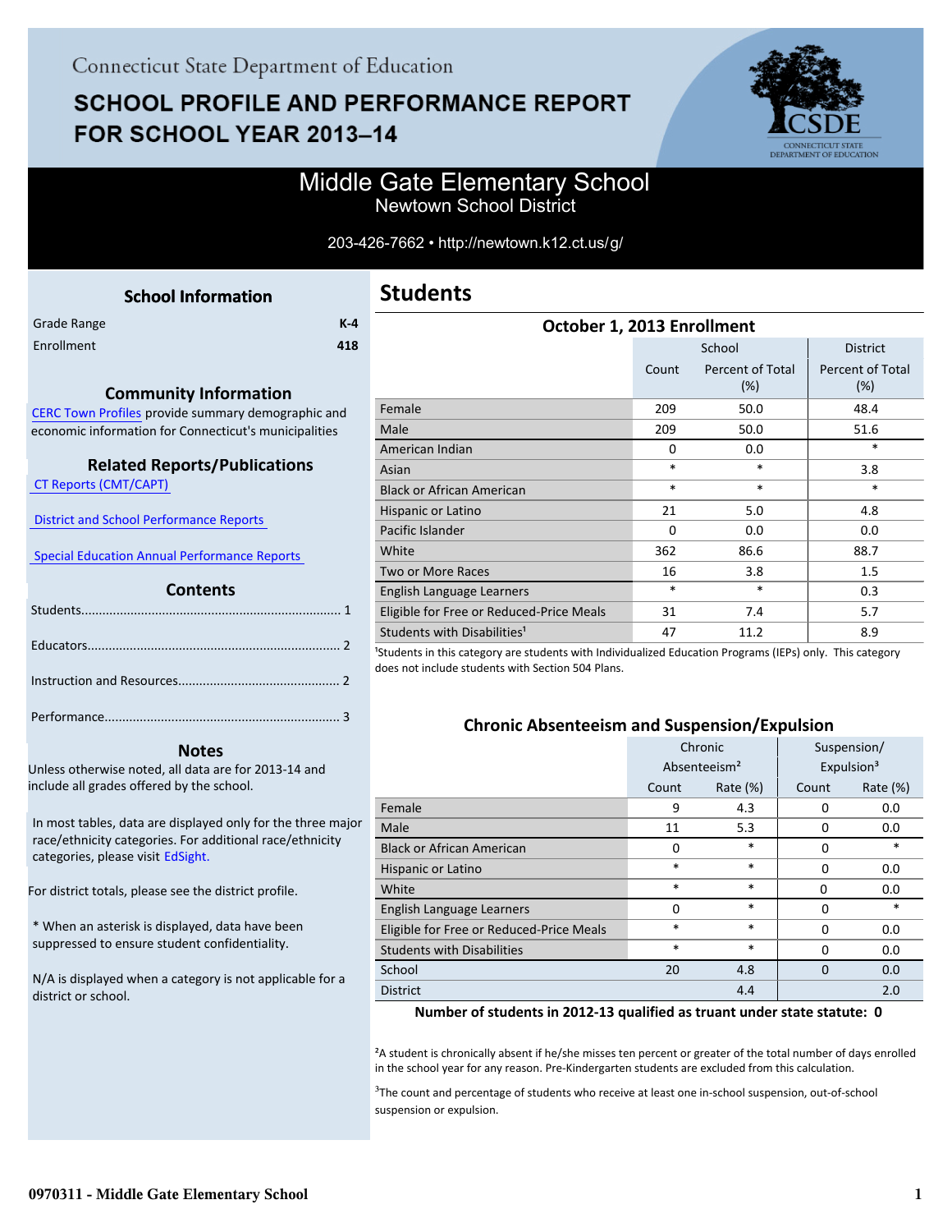Connecticut State Department of Education

# SCHOOL PROFILE AND PERFORMANCE REPORT FOR SCHOOL YEAR 2013–14

## Middle Gate Elementary School
Newtown School District

203-426-7662 • http://newtown.k12.ct.us/g/

### School Information

| | |
|---|---|
| Grade Range | K-4 |
| Enrollment | 418 |

### Community Information

CERC Town Profiles provide summary demographic and economic information for Connecticut's municipalities

### Related Reports/Publications

CT Reports (CMT/CAPT)

District and School Performance Reports

Special Education Annual Performance Reports

### Contents

Students........................................................................ 1

Educators...................................................................... 2

Instruction and Resources............................................. 2

Performance.................................................................. 3

### Notes

Unless otherwise noted, all data are for 2013-14 and include all grades offered by the school.

In most tables, data are displayed only for the three major race/ethnicity categories. For additional race/ethnicity categories, please visit EdSight.

For district totals, please see the district profile.

* When an asterisk is displayed, data have been suppressed to ensure student confidentiality.

N/A is displayed when a category is not applicable for a district or school.

## Students

### October 1, 2013 Enrollment

| | School | | District |
|---|---|---|---|
| | Count | Percent of Total (%) | Percent of Total (%) |
| Female | 209 | 50.0 | 48.4 |
| Male | 209 | 50.0 | 51.6 |
| American Indian | 0 | 0.0 | * |
| Asian | * | * | 3.8 |
| Black or African American | * | * | * |
| Hispanic or Latino | 21 | 5.0 | 4.8 |
| Pacific Islander | 0 | 0.0 | 0.0 |
| White | 362 | 86.6 | 88.7 |
| Two or More Races | 16 | 3.8 | 1.5 |
| English Language Learners | * | * | 0.3 |
| Eligible for Free or Reduced-Price Meals | 31 | 7.4 | 5.7 |
| Students with Disabilities[1] | 47 | 11.2 | 8.9 |

[1]Students in this category are students with Individualized Education Programs (IEPs) only. This category does not include students with Section 504 Plans.

### Chronic Absenteeism and Suspension/Expulsion

| | Chronic Absenteeism[2] | | Suspension/ Expulsion[3] | |
|---|---|---|---|---|
| | Count | Rate (%) | Count | Rate (%) |
| Female | 9 | 4.3 | 0 | 0.0 |
| Male | 11 | 5.3 | 0 | 0.0 |
| Black or African American | 0 | * | 0 | * |
| Hispanic or Latino | * | * | 0 | 0.0 |
| White | * | * | 0 | 0.0 |
| English Language Learners | 0 | * | 0 | * |
| Eligible for Free or Reduced-Price Meals | * | * | 0 | 0.0 |
| Students with Disabilities | * | * | 0 | 0.0 |
| School | 20 | 4.8 | 0 | 0.0 |
| District | | 4.4 | | 2.0 |

**Number of students in 2012-13 qualified as truant under state statute: 0**

[2]A student is chronically absent if he/she misses ten percent or greater of the total number of days enrolled in the school year for any reason. Pre-Kindergarten students are excluded from this calculation.

[3]The count and percentage of students who receive at least one in-school suspension, out-of-school suspension or expulsion.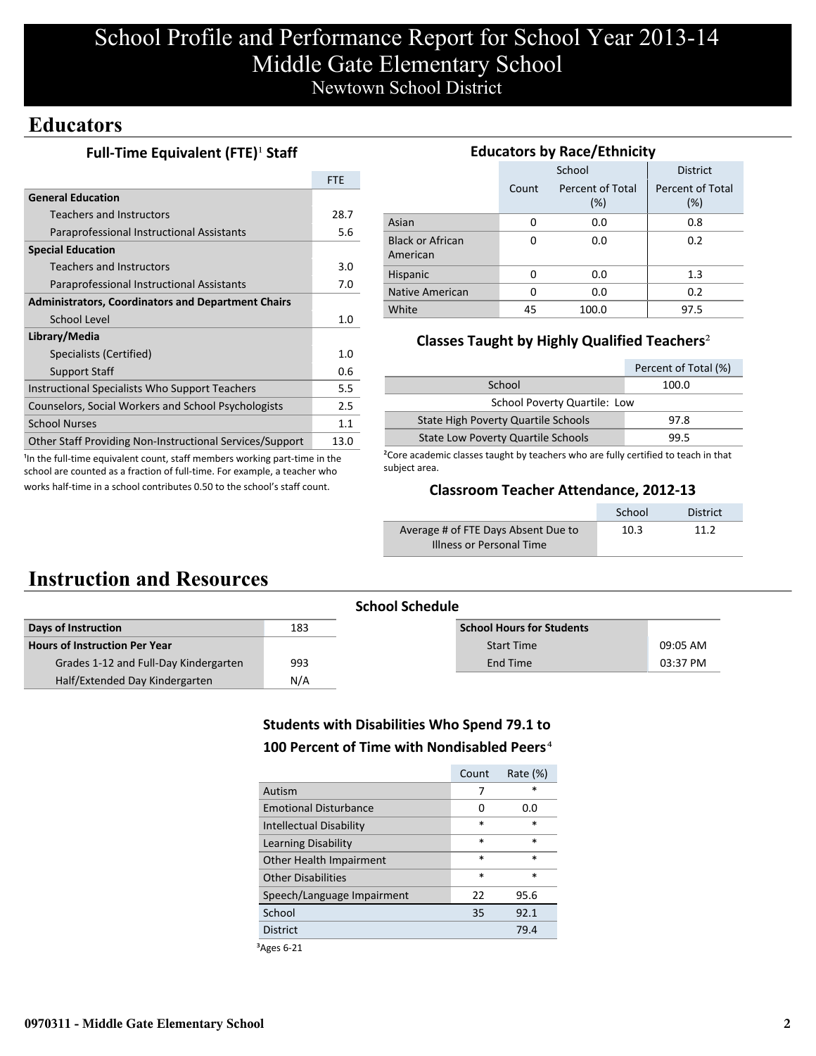# School Profile and Performance Report for School Year 2013-14
# Middle Gate Elementary School
## Newtown School District

## Educators

### Full-Time Equivalent (FTE)[1] Staff

| | FTE |
|---|---|
| **General Education** | |
| Teachers and Instructors | 28.7 |
| Paraprofessional Instructional Assistants | 5.6 |
| **Special Education** | |
| Teachers and Instructors | 3.0 |
| Paraprofessional Instructional Assistants | 7.0 |
| **Administrators, Coordinators and Department Chairs** | |
| School Level | 1.0 |
| **Library/Media** | |
| Specialists (Certified) | 1.0 |
| Support Staff | 0.6 |
| Instructional Specialists Who Support Teachers | 5.5 |
| Counselors, Social Workers and School Psychologists | 2.5 |
| School Nurses | 1.1 |
| Other Staff Providing Non-Instructional Services/Support | 13.0 |

[1]In the full-time equivalent count, staff members working part-time in the school are counted as a fraction of full-time. For example, a teacher who works half-time in a school contributes 0.50 to the school's staff count.

### Educators by Race/Ethnicity

| | School | | District |
|---|---|---|---|
| | Count | Percent of Total (%) | Percent of Total (%) |
| Asian | 0 | 0.0 | 0.8 |
| Black or African American | 0 | 0.0 | 0.2 |
| Hispanic | 0 | 0.0 | 1.3 |
| Native American | 0 | 0.0 | 0.2 |
| White | 45 | 100.0 | 97.5 |

### Classes Taught by Highly Qualified Teachers[2]

| | Percent of Total (%) |
|---|---|
| School | 100.0 |
| School Poverty Quartile: Low | |
| State High Poverty Quartile Schools | 97.8 |
| State Low Poverty Quartile Schools | 99.5 |

[2]Core academic classes taught by teachers who are fully certified to teach in that subject area.

### Classroom Teacher Attendance, 2012-13

| | School | District |
|---|---|---|
| Average # of FTE Days Absent Due to Illness or Personal Time | 10.3 | 11.2 |

## Instruction and Resources

### School Schedule

| | |
|---|---|
| **Days of Instruction** | 183 |
| **Hours of Instruction Per Year** | |
| Grades 1-12 and Full-Day Kindergarten | 993 |
| Half/Extended Day Kindergarten | N/A |

| **School Hours for Students** | |
|---|---|
| Start Time | 09:05 AM |
| End Time | 03:37 PM |

### Students with Disabilities Who Spend 79.1 to 100 Percent of Time with Nondisabled Peers[4]

| | Count | Rate (%) |
|---|---|---|
| Autism | 7 | * |
| Emotional Disturbance | 0 | 0.0 |
| Intellectual Disability | * | * |
| Learning Disability | * | * |
| Other Health Impairment | * | * |
| Other Disabilities | * | * |
| Speech/Language Impairment | 22 | 95.6 |
| School | 35 | 92.1 |
| District | | 79.4 |

[3]Ages 6-21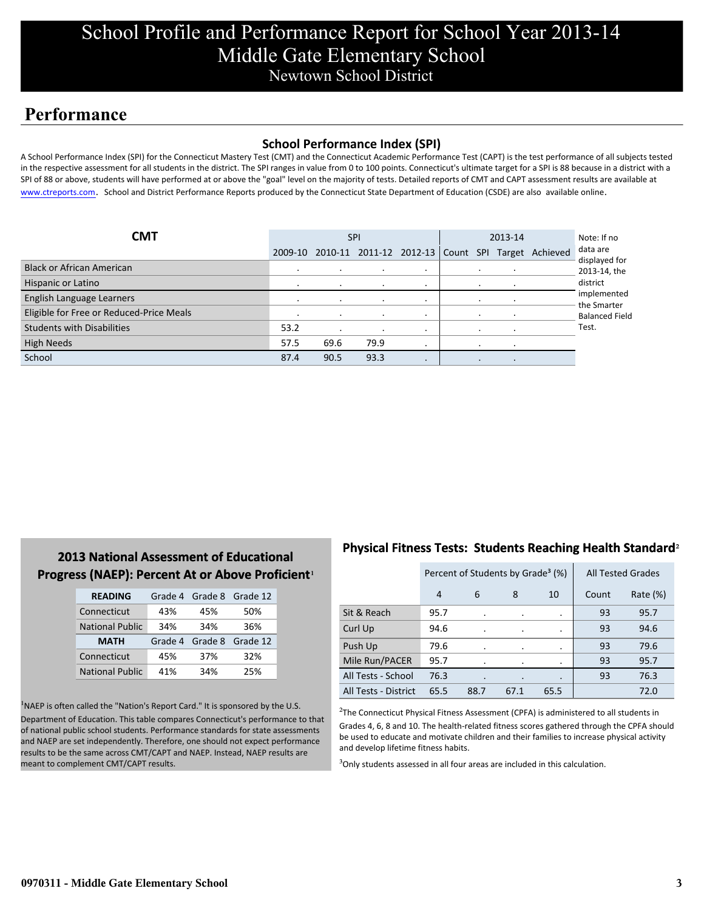# School Profile and Performance Report for School Year 2013-14
# Middle Gate Elementary School
## Newtown School District

## Performance

### School Performance Index (SPI)

A School Performance Index (SPI) for the Connecticut Mastery Test (CMT) and the Connecticut Academic Performance Test (CAPT) is the test performance of all subjects tested in the respective assessment for all students in the district. The SPI ranges in value from 0 to 100 points. Connecticut's ultimate target for a SPI is 88 because in a district with a SPI of 88 or above, students will have performed at or above the "goal" level on the majority of tests. Detailed reports of CMT and CAPT assessment results are available at www.ctreports.com. School and District Performance Reports produced by the Connecticut State Department of Education (CSDE) are also available online.

| CMT | SPI | | | | 2013-14 | | | |
|---|---|---|---|---|---|---|---|---|
| | 2009-10 | 2010-11 | 2011-12 | 2012-13 | Count | SPI | Target | Achieved |
| Black or African American | . | . | . | . | . | . | | |
| Hispanic or Latino | . | . | . | . | . | . | | |
| English Language Learners | . | . | . | . | . | . | | |
| Eligible for Free or Reduced-Price Meals | . | . | . | . | . | . | | |
| Students with Disabilities | 53.2 | . | . | . | . | . | | |
| High Needs | 57.5 | 69.6 | 79.9 | . | . | . | | |
| School | 87.4 | 90.5 | 93.3 | . | . | . | | |

Note: If no data are displayed for 2013-14, the district implemented the Smarter Balanced Field Test.

### 2013 National Assessment of Educational Progress (NAEP): Percent At or Above Proficient[1]

| READING | Grade 4 | Grade 8 | Grade 12 |
|---|---|---|---|
| Connecticut | 43% | 45% | 50% |
| National Public | 34% | 34% | 36% |
| **MATH** | **Grade 4** | **Grade 8** | **Grade 12** |
| Connecticut | 45% | 37% | 32% |
| National Public | 41% | 34% | 25% |

[1]NAEP is often called the "Nation's Report Card." It is sponsored by the U.S. Department of Education. This table compares Connecticut's performance to that of national public school students. Performance standards for state assessments and NAEP are set independently. Therefore, one should not expect performance results to be the same across CMT/CAPT and NAEP. Instead, NAEP results are meant to complement CMT/CAPT results.

### Physical Fitness Tests: Students Reaching Health Standard[2]

| | Percent of Students by Grade[3] (%) | | | | All Tested Grades | |
|---|---|---|---|---|---|---|
| | 4 | 6 | 8 | 10 | Count | Rate (%) |
| Sit & Reach | 95.7 | . | . | . | 93 | 95.7 |
| Curl Up | 94.6 | . | . | . | 93 | 94.6 |
| Push Up | 79.6 | . | . | . | 93 | 79.6 |
| Mile Run/PACER | 95.7 | . | . | . | 93 | 95.7 |
| All Tests - School | 76.3 | . | . | . | 93 | 76.3 |
| All Tests - District | 65.5 | 88.7 | 67.1 | 65.5 | | 72.0 |

[2]The Connecticut Physical Fitness Assessment (CPFA) is administered to all students in Grades 4, 6, 8 and 10. The health-related fitness scores gathered through the CPFA should be used to educate and motivate children and their families to increase physical activity and develop lifetime fitness habits.

[3]Only students assessed in all four areas are included in this calculation.